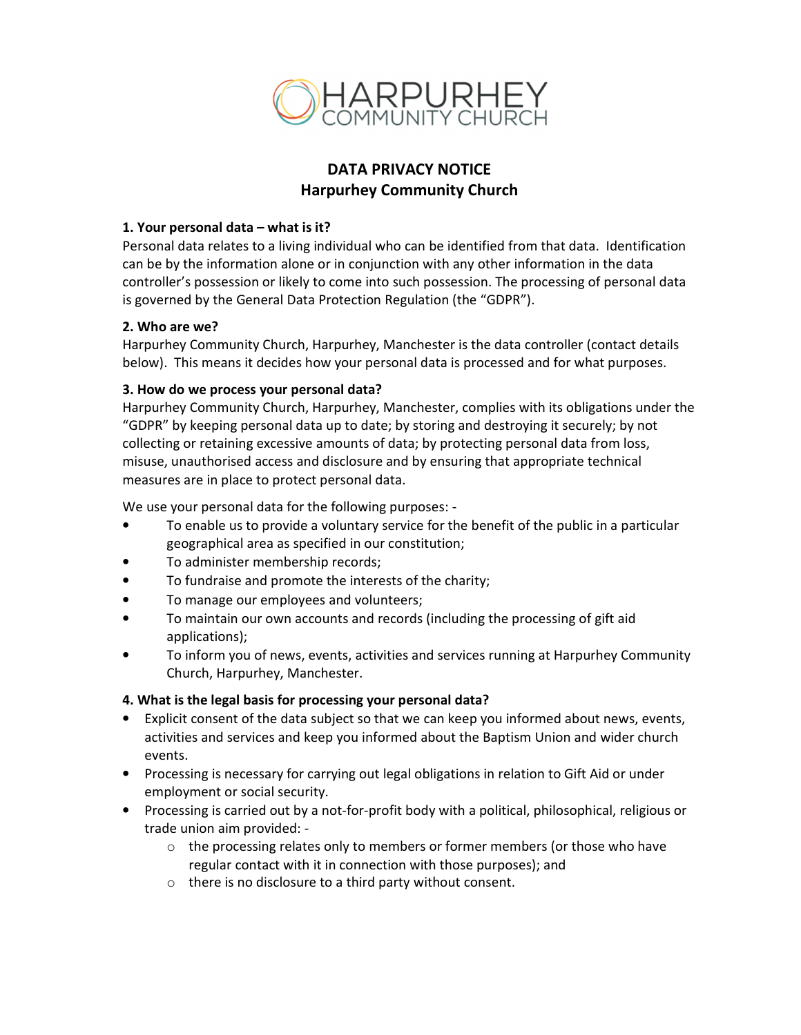# DATA PRIVACY NOTICE
## Harpurhey Community Church

### 1. Your personal data – what is it?

Personal data relates to a living individual who can be identified from that data. Identification can be by the information alone or in conjunction with any other information in the data controller's possession or likely to come into such possession. The processing of personal data is governed by the General Data Protection Regulation (the "GDPR").

### 2. Who are we?

Harpurhey Community Church, Harpurhey, Manchester is the data controller (contact details below). This means it decides how your personal data is processed and for what purposes.

### 3. How do we process your personal data?

Harpurhey Community Church, Harpurhey, Manchester, complies with its obligations under the "GDPR" by keeping personal data up to date; by storing and destroying it securely; by not collecting or retaining excessive amounts of data; by protecting personal data from loss, misuse, unauthorised access and disclosure and by ensuring that appropriate technical measures are in place to protect personal data.

We use your personal data for the following purposes: -

- To enable us to provide a voluntary service for the benefit of the public in a particular geographical area as specified in our constitution;
- To administer membership records;
- To fundraise and promote the interests of the charity;
- To manage our employees and volunteers;
- To maintain our own accounts and records (including the processing of gift aid applications);
- To inform you of news, events, activities and services running at Harpurhey Community Church, Harpurhey, Manchester.

### 4. What is the legal basis for processing your personal data?

- Explicit consent of the data subject so that we can keep you informed about news, events, activities and services and keep you informed about the Baptism Union and wider church events.
- Processing is necessary for carrying out legal obligations in relation to Gift Aid or under employment or social security.
- Processing is carried out by a not-for-profit body with a political, philosophical, religious or trade union aim provided: -
    - the processing relates only to members or former members (or those who have regular contact with it in connection with those purposes); and
    - there is no disclosure to a third party without consent.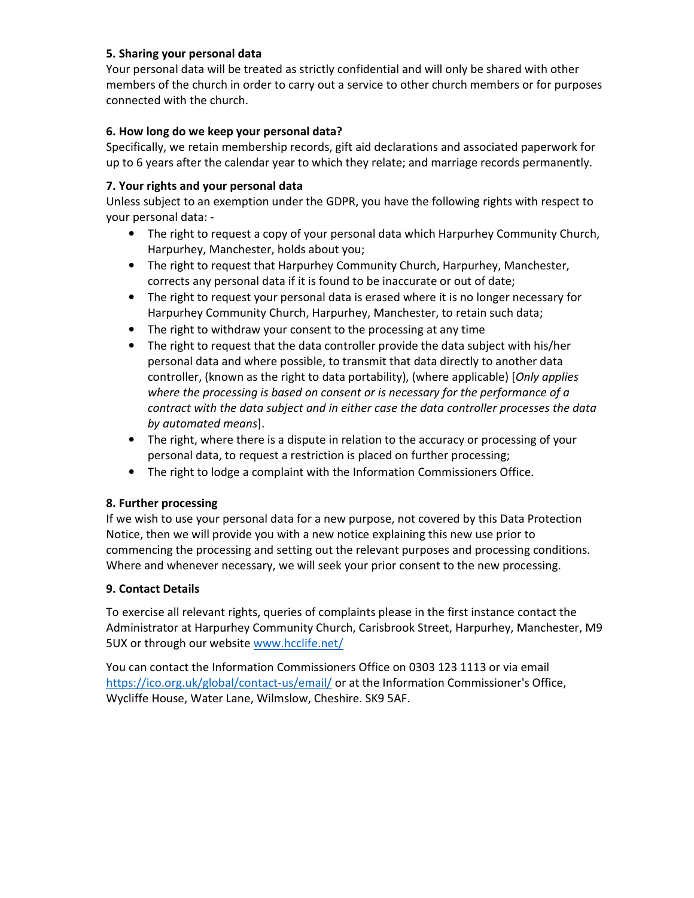### 5. Sharing your personal data

Your personal data will be treated as strictly confidential and will only be shared with other members of the church in order to carry out a service to other church members or for purposes connected with the church.

### 6. How long do we keep your personal data?

Specifically, we retain membership records, gift aid declarations and associated paperwork for up to 6 years after the calendar year to which they relate; and marriage records permanently.

### 7. Your rights and your personal data

Unless subject to an exemption under the GDPR, you have the following rights with respect to your personal data: -

- The right to request a copy of your personal data which Harpurhey Community Church, Harpurhey, Manchester, holds about you;
- The right to request that Harpurhey Community Church, Harpurhey, Manchester, corrects any personal data if it is found to be inaccurate or out of date;
- The right to request your personal data is erased where it is no longer necessary for Harpurhey Community Church, Harpurhey, Manchester, to retain such data;
- The right to withdraw your consent to the processing at any time
- The right to request that the data controller provide the data subject with his/her personal data and where possible, to transmit that data directly to another data controller, (known as the right to data portability), (where applicable) [*Only applies where the processing is based on consent or is necessary for the performance of a contract with the data subject and in either case the data controller processes the data by automated means*].
- The right, where there is a dispute in relation to the accuracy or processing of your personal data, to request a restriction is placed on further processing;
- The right to lodge a complaint with the Information Commissioners Office.

### 8. Further processing

If we wish to use your personal data for a new purpose, not covered by this Data Protection Notice, then we will provide you with a new notice explaining this new use prior to commencing the processing and setting out the relevant purposes and processing conditions. Where and whenever necessary, we will seek your prior consent to the new processing.

### 9. Contact Details

To exercise all relevant rights, queries of complaints please in the first instance contact the Administrator at Harpurhey Community Church, Carisbrook Street, Harpurhey, Manchester, M9 5UX or through our website [www.hcclife.net/](www.hcclife.net/)

You can contact the Information Commissioners Office on 0303 123 1113 or via email [https://ico.org.uk/global/contact-us/email/](https://ico.org.uk/global/contact-us/email/) or at the Information Commissioner's Office, Wycliffe House, Water Lane, Wilmslow, Cheshire. SK9 5AF.